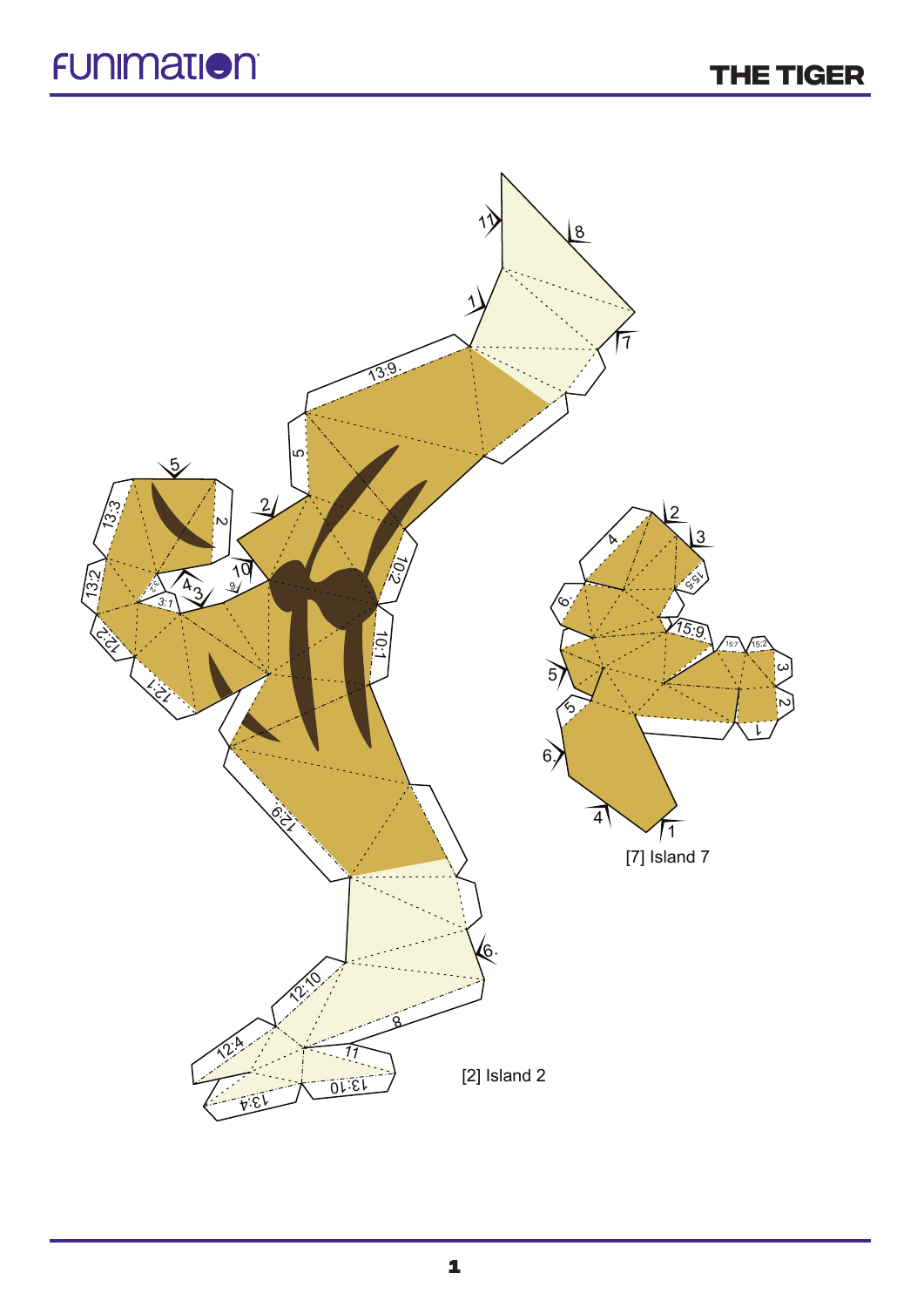# THE TIGER

[2] Island 2

[7] Island 7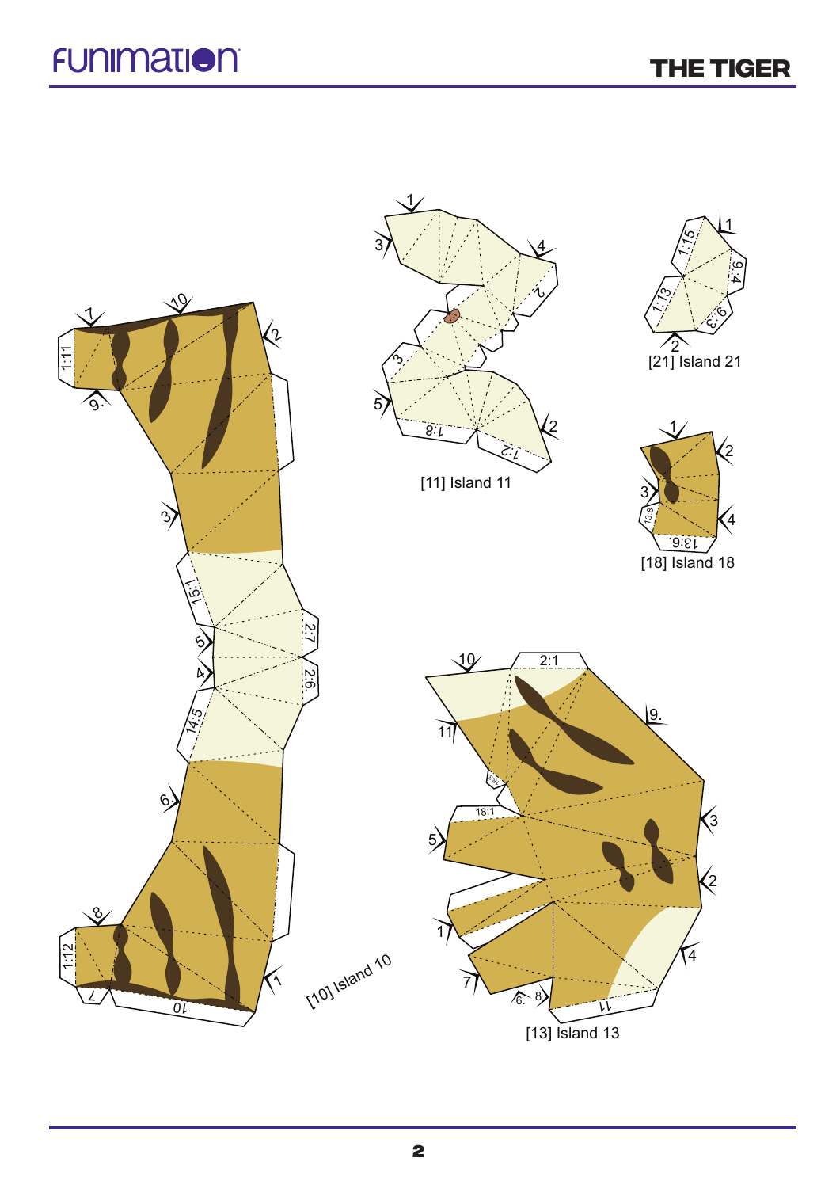# THE TIGER

[11] Island 11

[21] Island 21

[18] Island 18

[10] Island 10

[13] Island 13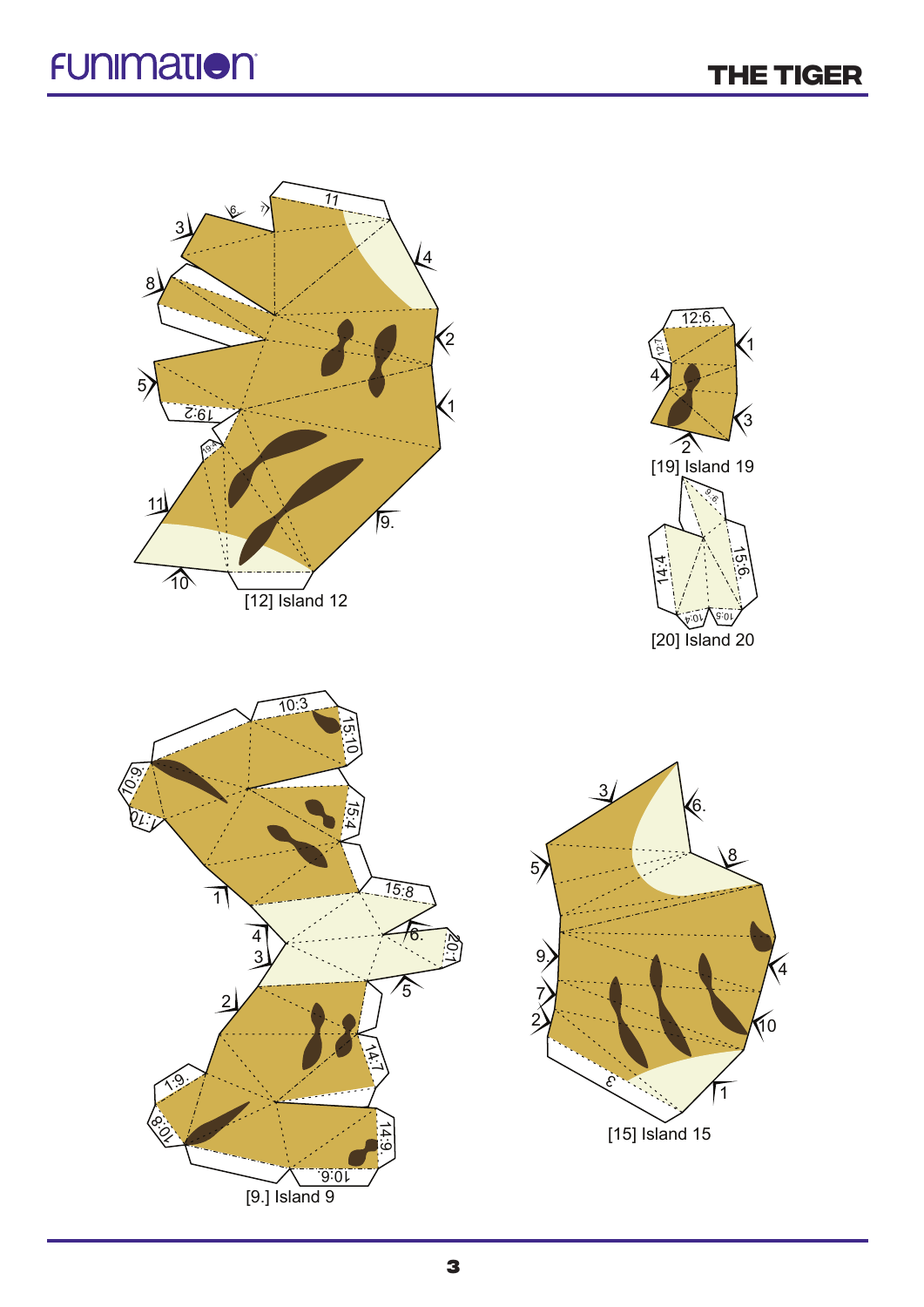# THE TIGER

[12] Island 12

[19] Island 19

[20] Island 20

[9.] Island 9

[15] Island 15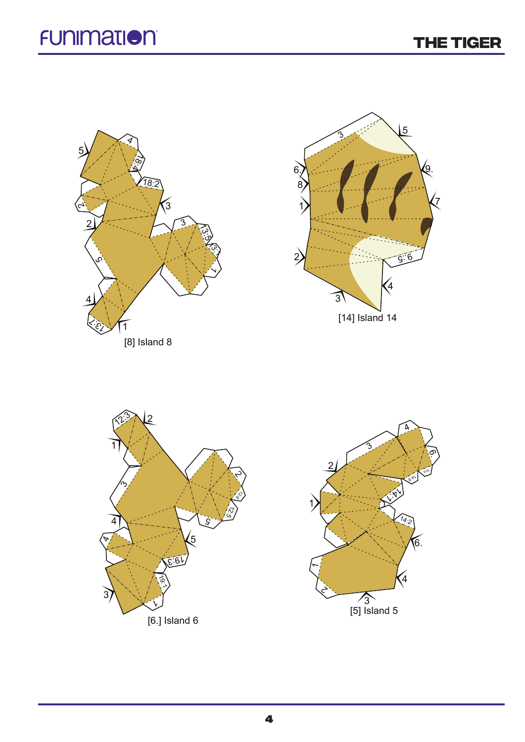[8] Island 8

[14] Island 14

[6.] Island 6

[5] Island 5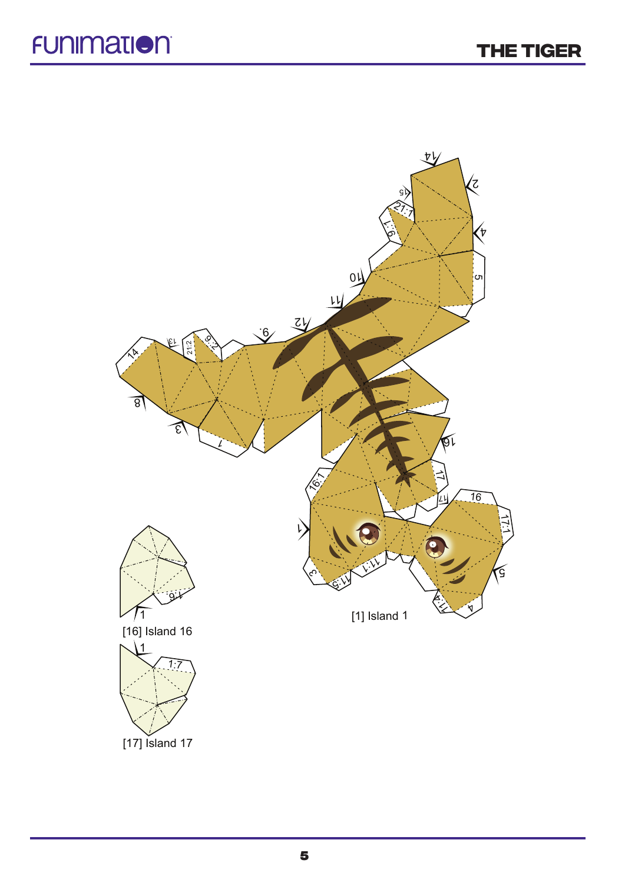[1] Island 1

[16] Island 16

[17] Island 17